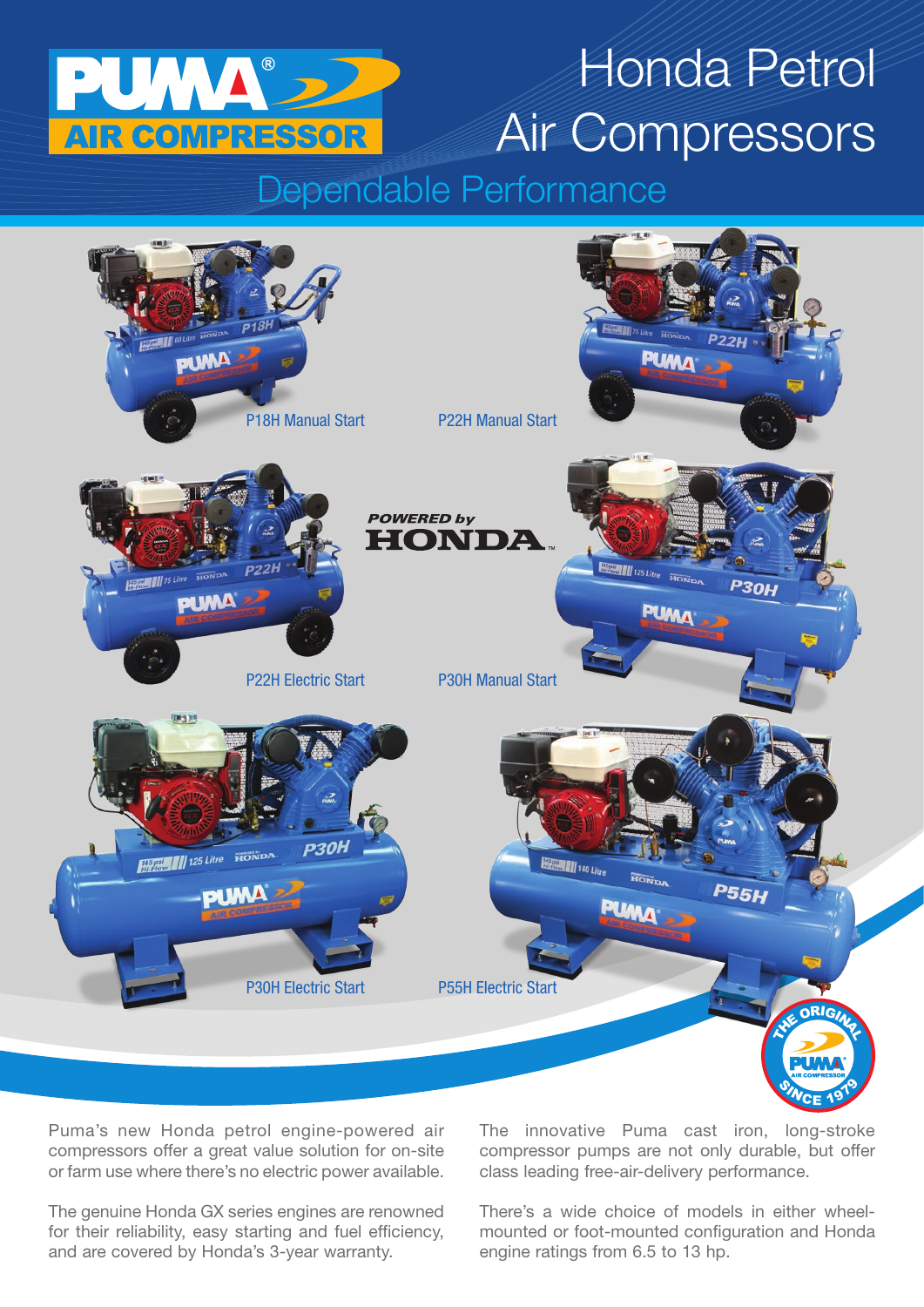PUMA® AIR COMPRESSOR

# Honda Petrol Air Compressors

## Dependable Performance

P18H Manual Start

P22H Manual Start

P22H Electric Start

POWERED by HONDA

P30H Manual Start

P30H Electric Start

P55H Electric Start

THE ORIGINAL PUMA AIR COMPRESSOR SINCE 1979

Puma's new Honda petrol engine-powered air compressors offer a great value solution for on-site or farm use where there's no electric power available.

The genuine Honda GX series engines are renowned for their reliability, easy starting and fuel efficiency, and are covered by Honda's 3-year warranty.

The innovative Puma cast iron, long-stroke compressor pumps are not only durable, but offer class leading free-air-delivery performance.

There's a wide choice of models in either wheel-mounted or foot-mounted configuration and Honda engine ratings from 6.5 to 13 hp.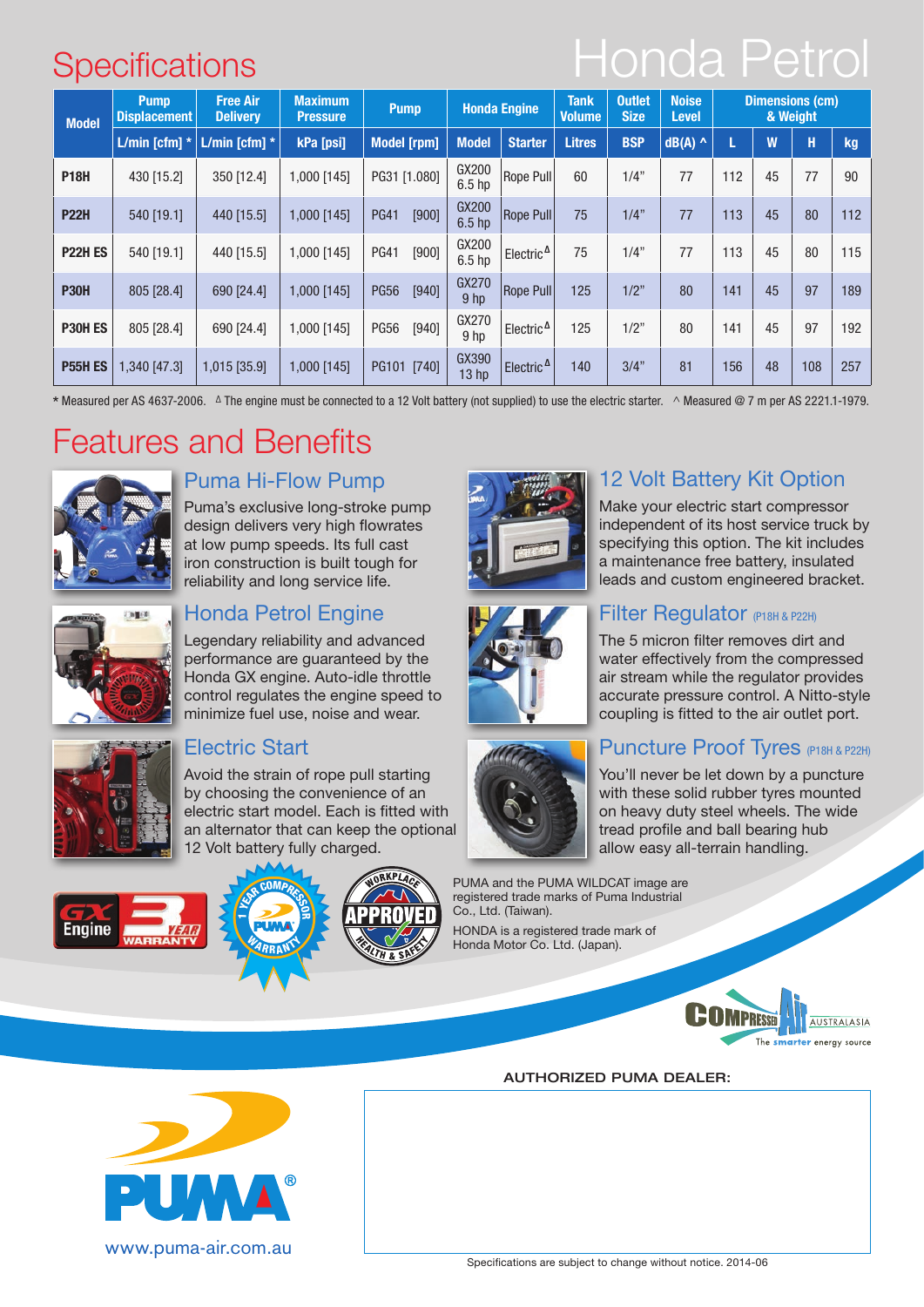# Specifications

# Honda Petrol

| Model | Pump Displacement | Free Air Delivery | Maximum Pressure | Pump | Honda Engine | | Tank Volume | Outlet Size | Noise Level | Dimensions (cm) & Weight | | | |
|---|---|---|---|---|---|---|---|---|---|---|---|---|---|
| | L/min [cfm] * | L/min [cfm] * | kPa [psi] | Model [rpm] | Model | Starter | Litres | BSP | dB(A) ^ | L | W | H | kg |
| **P18H** | 430 [15.2] | 350 [12.4] | 1,000 [145] | PG31 [1.080] | GX200 6.5 hp | Rope Pull | 60 | 1/4" | 77 | 112 | 45 | 77 | 90 |
| **P22H** | 540 [19.1] | 440 [15.5] | 1,000 [145] | PG41 [900] | GX200 6.5 hp | Rope Pull | 75 | 1/4" | 77 | 113 | 45 | 80 | 112 |
| **P22H ES** | 540 [19.1] | 440 [15.5] | 1,000 [145] | PG41 [900] | GX200 6.5 hp | Electric Δ | 75 | 1/4" | 77 | 113 | 45 | 80 | 115 |
| **P30H** | 805 [28.4] | 690 [24.4] | 1,000 [145] | PG56 [940] | GX270 9 hp | Rope Pull | 125 | 1/2" | 80 | 141 | 45 | 97 | 189 |
| **P30H ES** | 805 [28.4] | 690 [24.4] | 1,000 [145] | PG56 [940] | GX270 9 hp | Electric Δ | 125 | 1/2" | 80 | 141 | 45 | 97 | 192 |
| **P55H ES** | 1,340 [47.3] | 1,015 [35.9] | 1,000 [145] | PG101 [740] | GX390 13 hp | Electric Δ | 140 | 3/4" | 81 | 156 | 48 | 108 | 257 |

\* Measured per AS 4637-2006. Δ The engine must be connected to a 12 Volt battery (not supplied) to use the electric starter. ^ Measured @ 7 m per AS 2221.1-1979.

# Features and Benefits

## Puma Hi-Flow Pump

Puma's exclusive long-stroke pump design delivers very high flowrates at low pump speeds. Its full cast iron construction is built tough for reliability and long service life.

## Honda Petrol Engine

Legendary reliability and advanced performance are guaranteed by the Honda GX engine. Auto-idle throttle control regulates the engine speed to minimize fuel use, noise and wear.

## Electric Start

Avoid the strain of rope pull starting by choosing the convenience of an electric start model. Each is fitted with an alternator that can keep the optional 12 Volt battery fully charged.

## 12 Volt Battery Kit Option

Make your electric start compressor independent of its host service truck by specifying this option. The kit includes a maintenance free battery, insulated leads and custom engineered bracket.

## Filter Regulator (P18H & P22H)

The 5 micron filter removes dirt and water effectively from the compressed air stream while the regulator provides accurate pressure control. A Nitto-style coupling is fitted to the air outlet port.

## Puncture Proof Tyres (P18H & P22H)

You'll never be let down by a puncture with these solid rubber tyres mounted on heavy duty steel wheels. The wide tread profile and ball bearing hub allow easy all-terrain handling.

PUMA and the PUMA WILDCAT image are registered trade marks of Puma Industrial Co., Ltd. (Taiwan).

HONDA is a registered trade mark of Honda Motor Co. Ltd. (Japan).

AUTHORIZED PUMA DEALER:

www.puma-air.com.au

Specifications are subject to change without notice. 2014-06